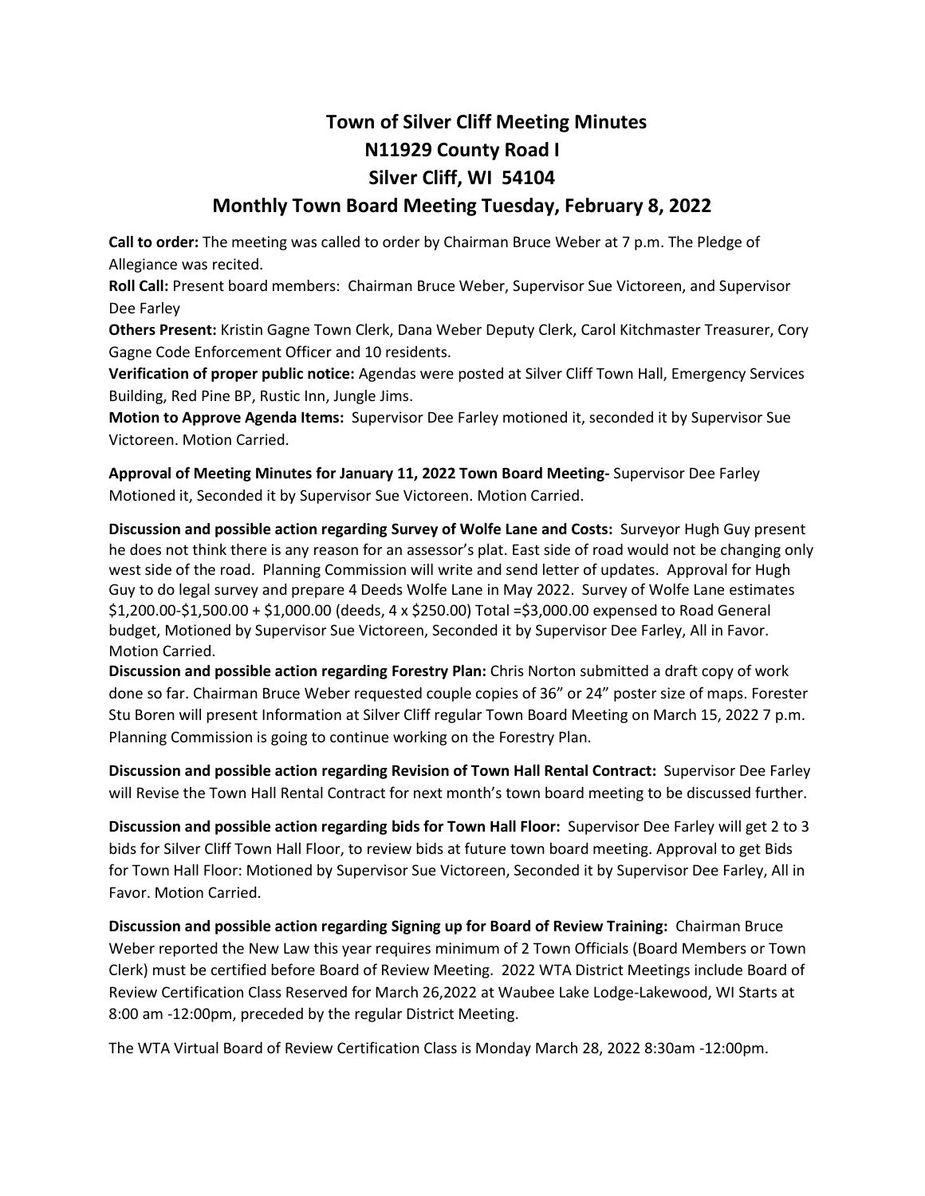# Town of Silver Cliff Meeting Minutes
## N11929 County Road I
## Silver Cliff, WI 54104
## Monthly Town Board Meeting Tuesday, February 8, 2022

**Call to order:** The meeting was called to order by Chairman Bruce Weber at 7 p.m. The Pledge of Allegiance was recited.
**Roll Call:** Present board members: Chairman Bruce Weber, Supervisor Sue Victoreen, and Supervisor Dee Farley
**Others Present:** Kristin Gagne Town Clerk, Dana Weber Deputy Clerk, Carol Kitchmaster Treasurer, Cory Gagne Code Enforcement Officer and 10 residents.
**Verification of proper public notice:** Agendas were posted at Silver Cliff Town Hall, Emergency Services Building, Red Pine BP, Rustic Inn, Jungle Jims.
**Motion to Approve Agenda Items:** Supervisor Dee Farley motioned it, seconded it by Supervisor Sue Victoreen. Motion Carried.

**Approval of Meeting Minutes for January 11, 2022 Town Board Meeting-** Supervisor Dee Farley Motioned it, Seconded it by Supervisor Sue Victoreen. Motion Carried.

**Discussion and possible action regarding Survey of Wolfe Lane and Costs:** Surveyor Hugh Guy present he does not think there is any reason for an assessor's plat. East side of road would not be changing only west side of the road. Planning Commission will write and send letter of updates. Approval for Hugh Guy to do legal survey and prepare 4 Deeds Wolfe Lane in May 2022. Survey of Wolfe Lane estimates $1,200.00-$1,500.00 + $1,000.00 (deeds, 4 x $250.00) Total =$3,000.00 expensed to Road General budget, Motioned by Supervisor Sue Victoreen, Seconded it by Supervisor Dee Farley, All in Favor. Motion Carried.
**Discussion and possible action regarding Forestry Plan:** Chris Norton submitted a draft copy of work done so far. Chairman Bruce Weber requested couple copies of 36" or 24" poster size of maps. Forester Stu Boren will present Information at Silver Cliff regular Town Board Meeting on March 15, 2022 7 p.m. Planning Commission is going to continue working on the Forestry Plan.

**Discussion and possible action regarding Revision of Town Hall Rental Contract:** Supervisor Dee Farley will Revise the Town Hall Rental Contract for next month's town board meeting to be discussed further.

**Discussion and possible action regarding bids for Town Hall Floor:** Supervisor Dee Farley will get 2 to 3 bids for Silver Cliff Town Hall Floor, to review bids at future town board meeting. Approval to get Bids for Town Hall Floor: Motioned by Supervisor Sue Victoreen, Seconded it by Supervisor Dee Farley, All in Favor. Motion Carried.

**Discussion and possible action regarding Signing up for Board of Review Training:** Chairman Bruce Weber reported the New Law this year requires minimum of 2 Town Officials (Board Members or Town Clerk) must be certified before Board of Review Meeting. 2022 WTA District Meetings include Board of Review Certification Class Reserved for March 26,2022 at Waubee Lake Lodge-Lakewood, WI Starts at 8:00 am -12:00pm, preceded by the regular District Meeting.

The WTA Virtual Board of Review Certification Class is Monday March 28, 2022 8:30am -12:00pm.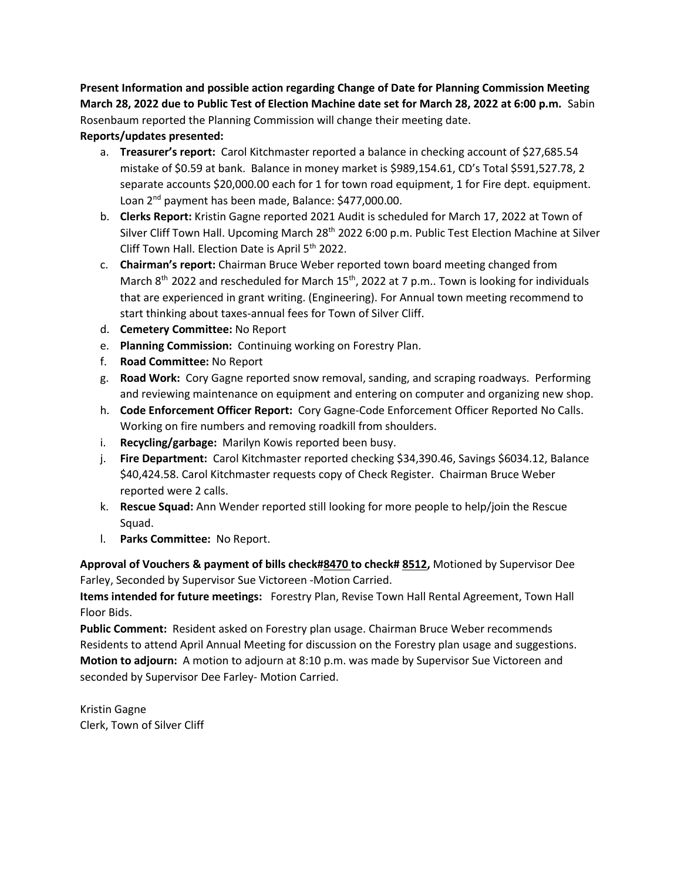**Present Information and possible action regarding Change of Date for Planning Commission Meeting March 28, 2022 due to Public Test of Election Machine date set for March 28, 2022 at 6:00 p.m.** Sabin Rosenbaum reported the Planning Commission will change their meeting date.

**Reports/updates presented:**

a. **Treasurer's report:** Carol Kitchmaster reported a balance in checking account of $27,685.54 mistake of $0.59 at bank. Balance in money market is $989,154.61, CD's Total $591,527.78, 2 separate accounts $20,000.00 each for 1 for town road equipment, 1 for Fire dept. equipment. Loan 2nd payment has been made, Balance: $477,000.00.
b. **Clerks Report:** Kristin Gagne reported 2021 Audit is scheduled for March 17, 2022 at Town of Silver Cliff Town Hall. Upcoming March 28th 2022 6:00 p.m. Public Test Election Machine at Silver Cliff Town Hall. Election Date is April 5th 2022.
c. **Chairman's report:** Chairman Bruce Weber reported town board meeting changed from March 8th 2022 and rescheduled for March 15th, 2022 at 7 p.m.. Town is looking for individuals that are experienced in grant writing. (Engineering). For Annual town meeting recommend to start thinking about taxes-annual fees for Town of Silver Cliff.
d. **Cemetery Committee:** No Report
e. **Planning Commission:** Continuing working on Forestry Plan.
f. **Road Committee:** No Report
g. **Road Work:** Cory Gagne reported snow removal, sanding, and scraping roadways. Performing and reviewing maintenance on equipment and entering on computer and organizing new shop.
h. **Code Enforcement Officer Report:** Cory Gagne-Code Enforcement Officer Reported No Calls. Working on fire numbers and removing roadkill from shoulders.
i. **Recycling/garbage:** Marilyn Kowis reported been busy.
j. **Fire Department:** Carol Kitchmaster reported checking $34,390.46, Savings $6034.12, Balance $40,424.58. Carol Kitchmaster requests copy of Check Register. Chairman Bruce Weber reported were 2 calls.
k. **Rescue Squad:** Ann Wender reported still looking for more people to help/join the Rescue Squad.
l. **Parks Committee:** No Report.

**Approval of Vouchers & payment of bills check#8470 to check# 8512,** Motioned by Supervisor Dee Farley, Seconded by Supervisor Sue Victoreen -Motion Carried.

**Items intended for future meetings:** Forestry Plan, Revise Town Hall Rental Agreement, Town Hall Floor Bids.

**Public Comment:** Resident asked on Forestry plan usage. Chairman Bruce Weber recommends Residents to attend April Annual Meeting for discussion on the Forestry plan usage and suggestions.

**Motion to adjourn:** A motion to adjourn at 8:10 p.m. was made by Supervisor Sue Victoreen and seconded by Supervisor Dee Farley- Motion Carried.

Kristin Gagne
Clerk, Town of Silver Cliff